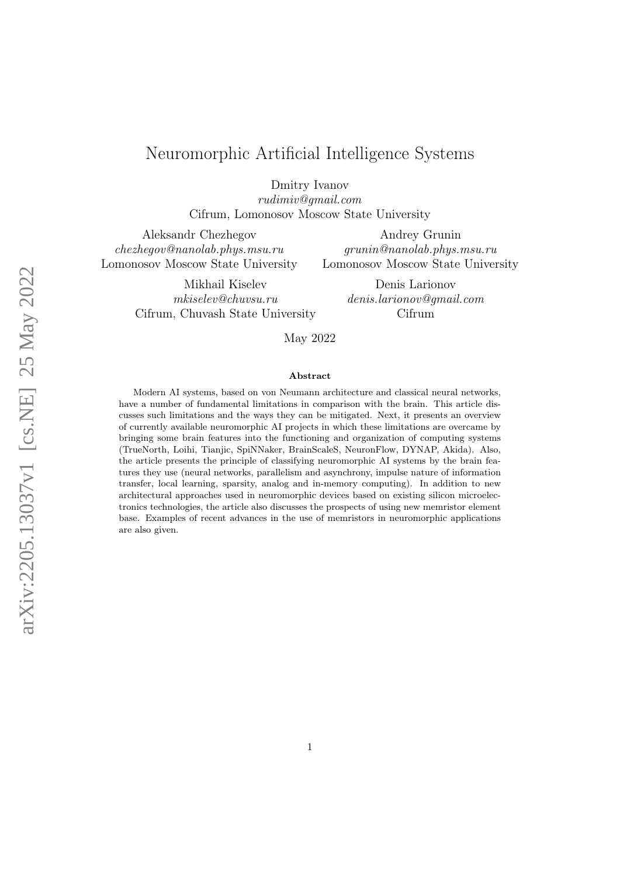# Neuromorphic Artificial Intelligence Systems

Dmitry Ivanov
*rudimiv@gmail.com*
Cifrum, Lomonosov Moscow State University

Aleksandr Chezhegov
*chezhegov@nanolab.phys.msu.ru*
Lomonosov Moscow State University

Andrey Grunin
*grunin@nanolab.phys.msu.ru*
Lomonosov Moscow State University

Mikhail Kiselev
*mkiselev@chuvsu.ru*
Cifrum, Chuvash State University

Denis Larionov
*denis.larionov@gmail.com*
Cifrum

May 2022

## Abstract

Modern AI systems, based on von Neumann architecture and classical neural networks, have a number of fundamental limitations in comparison with the brain. This article discusses such limitations and the ways they can be mitigated. Next, it presents an overview of currently available neuromorphic AI projects in which these limitations are overcame by bringing some brain features into the functioning and organization of computing systems (TrueNorth, Loihi, Tianjic, SpiNNaker, BrainScaleS, NeuronFlow, DYNAP, Akida). Also, the article presents the principle of classifying neuromorphic AI systems by the brain features they use (neural networks, parallelism and asynchrony, impulse nature of information transfer, local learning, sparsity, analog and in-memory computing). In addition to new architectural approaches used in neuromorphic devices based on existing silicon microelectronics technologies, the article also discusses the prospects of using new memristor element base. Examples of recent advances in the use of memristors in neuromorphic applications are also given.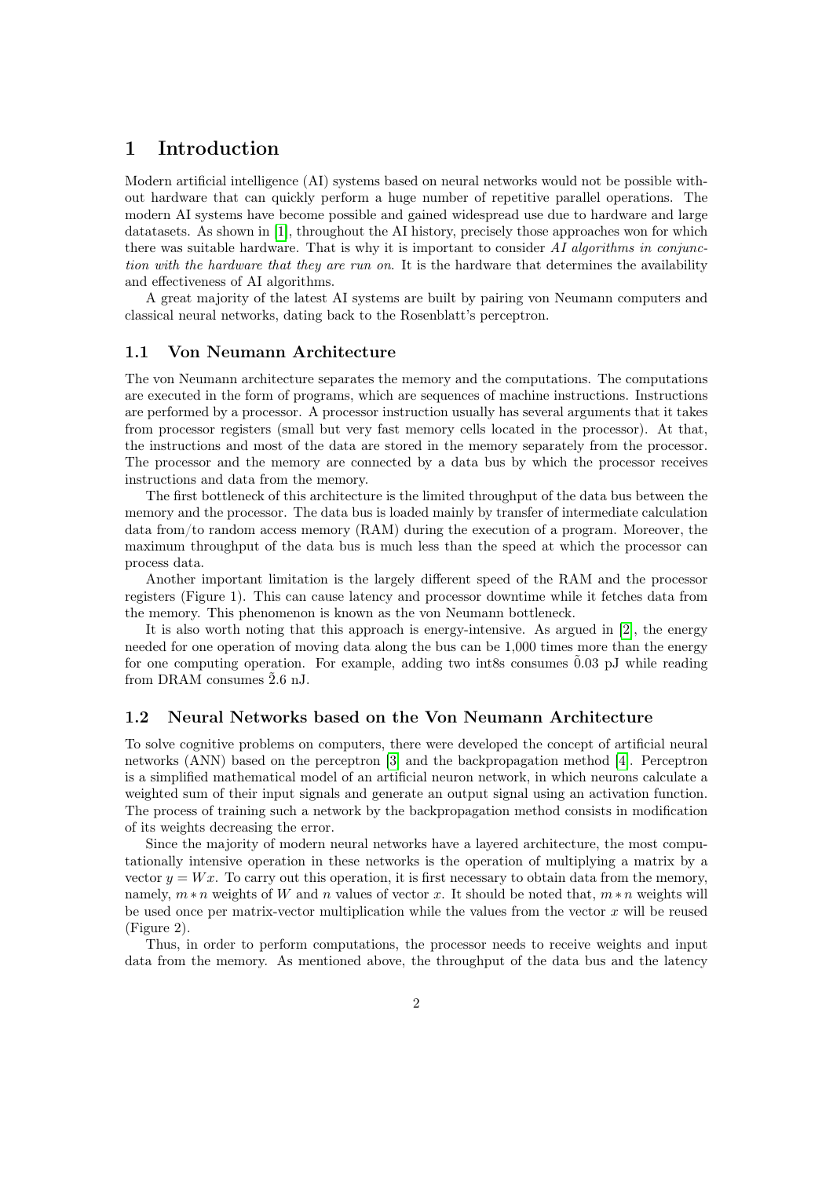# 1 Introduction

Modern artificial intelligence (AI) systems based on neural networks would not be possible without hardware that can quickly perform a huge number of repetitive parallel operations. The modern AI systems have become possible and gained widespread use due to hardware and large datatasets. As shown in [1], throughout the AI history, precisely those approaches won for which there was suitable hardware. That is why it is important to consider *AI algorithms in conjunction with the hardware that they are run on*. It is the hardware that determines the availability and effectiveness of AI algorithms.

A great majority of the latest AI systems are built by pairing von Neumann computers and classical neural networks, dating back to the Rosenblatt's perceptron.

## 1.1 Von Neumann Architecture

The von Neumann architecture separates the memory and the computations. The computations are executed in the form of programs, which are sequences of machine instructions. Instructions are performed by a processor. A processor instruction usually has several arguments that it takes from processor registers (small but very fast memory cells located in the processor). At that, the instructions and most of the data are stored in the memory separately from the processor. The processor and the memory are connected by a data bus by which the processor receives instructions and data from the memory.

The first bottleneck of this architecture is the limited throughput of the data bus between the memory and the processor. The data bus is loaded mainly by transfer of intermediate calculation data from/to random access memory (RAM) during the execution of a program. Moreover, the maximum throughput of the data bus is much less than the speed at which the processor can process data.

Another important limitation is the largely different speed of the RAM and the processor registers (Figure 1). This can cause latency and processor downtime while it fetches data from the memory. This phenomenon is known as the von Neumann bottleneck.

It is also worth noting that this approach is energy-intensive. As argued in [2], the energy needed for one operation of moving data along the bus can be 1,000 times more than the energy for one computing operation. For example, adding two int8s consumes $\tilde{0}.03$ pJ while reading from DRAM consumes $\tilde{2}.6$ nJ.

## 1.2 Neural Networks based on the Von Neumann Architecture

To solve cognitive problems on computers, there were developed the concept of artificial neural networks (ANN) based on the perceptron [3] and the backpropagation method [4]. Perceptron is a simplified mathematical model of an artificial neuron network, in which neurons calculate a weighted sum of their input signals and generate an output signal using an activation function. The process of training such a network by the backpropagation method consists in modification of its weights decreasing the error.

Since the majority of modern neural networks have a layered architecture, the most computationally intensive operation in these networks is the operation of multiplying a matrix by a vector $y = Wx$. To carry out this operation, it is first necessary to obtain data from the memory, namely, $m * n$ weights of $W$ and $n$ values of vector $x$. It should be noted that, $m * n$ weights will be used once per matrix-vector multiplication while the values from the vector $x$ will be reused (Figure 2).

Thus, in order to perform computations, the processor needs to receive weights and input data from the memory. As mentioned above, the throughput of the data bus and the latency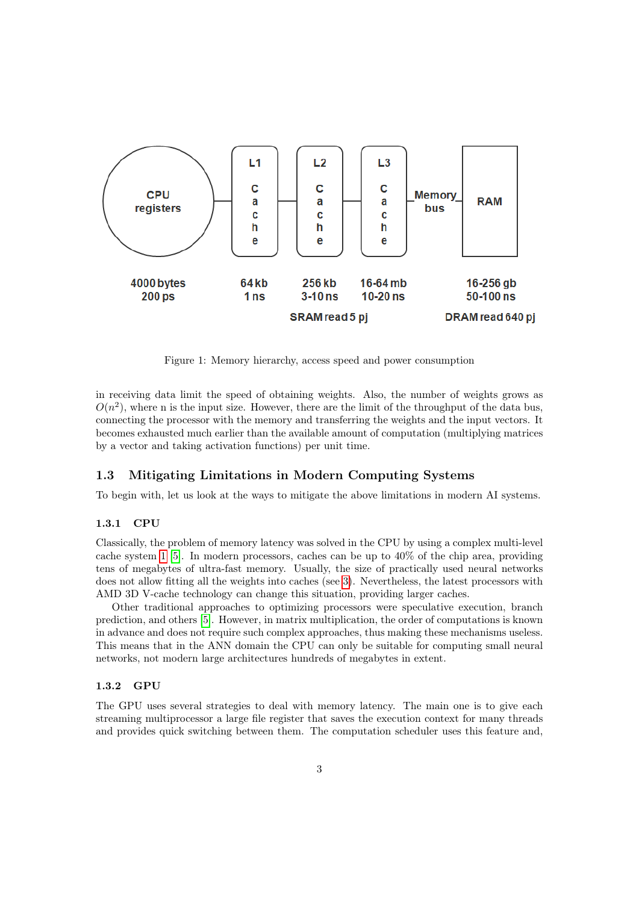Figure 1: Memory hierarchy, access speed and power consumption

in receiving data limit the speed of obtaining weights. Also, the number of weights grows as $O(n^2)$, where n is the input size. However, there are the limit of the throughput of the data bus, connecting the processor with the memory and transferring the weights and the input vectors. It becomes exhausted much earlier than the available amount of computation (multiplying matrices by a vector and taking activation functions) per unit time.

## 1.3 Mitigating Limitations in Modern Computing Systems

To begin with, let us look at the ways to mitigate the above limitations in modern AI systems.

### 1.3.1 CPU

Classically, the problem of memory latency was solved in the CPU by using a complex multi-level cache system 1 [5]. In modern processors, caches can be up to 40% of the chip area, providing tens of megabytes of ultra-fast memory. Usually, the size of practically used neural networks does not allow fitting all the weights into caches (see 3). Nevertheless, the latest processors with AMD 3D V-cache technology can change this situation, providing larger caches.

Other traditional approaches to optimizing processors were speculative execution, branch prediction, and others [5]. However, in matrix multiplication, the order of computations is known in advance and does not require such complex approaches, thus making these mechanisms useless. This means that in the ANN domain the CPU can only be suitable for computing small neural networks, not modern large architectures hundreds of megabytes in extent.

### 1.3.2 GPU

The GPU uses several strategies to deal with memory latency. The main one is to give each streaming multiprocessor a large file register that saves the execution context for many threads and provides quick switching between them. The computation scheduler uses this feature and,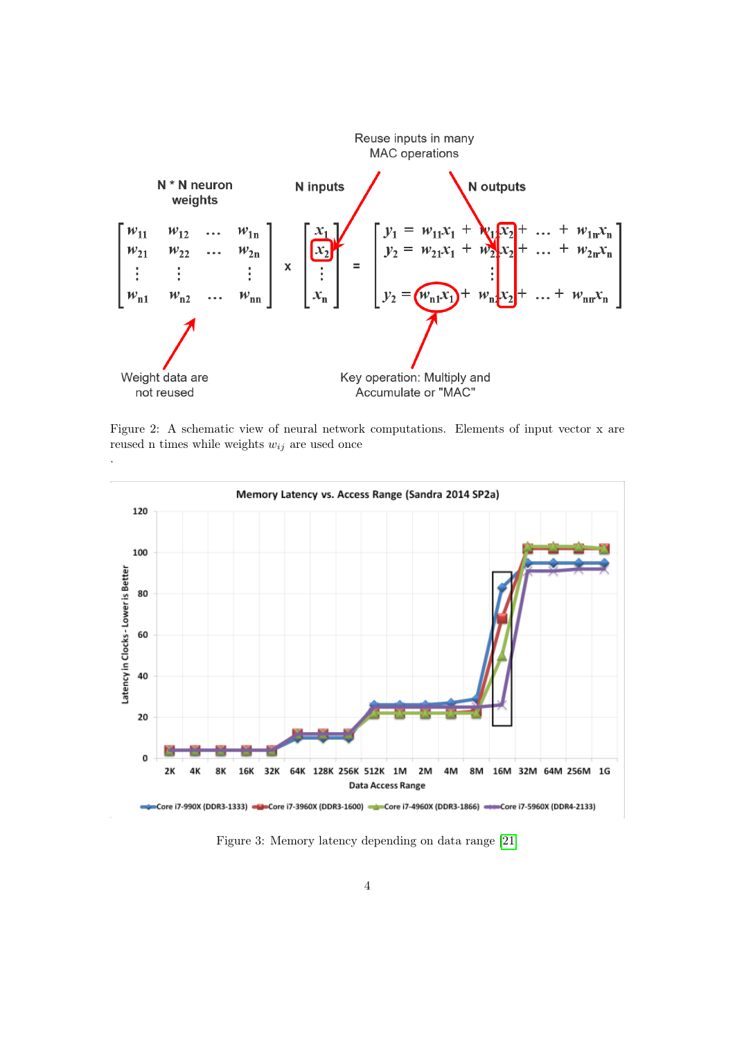Figure 2: A schematic view of neural network computations. Elements of input vector x are reused n times while weights $w_{ij}$ are used once

.

Figure 3: Memory latency depending on data range [21]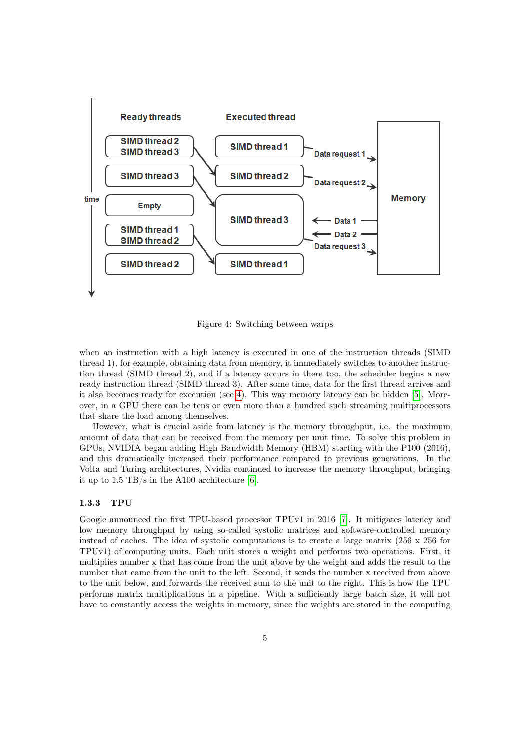Figure 4: Switching between warps

when an instruction with a high latency is executed in one of the instruction threads (SIMD thread 1), for example, obtaining data from memory, it immediately switches to another instruction thread (SIMD thread 2), and if a latency occurs in there too, the scheduler begins a new ready instruction thread (SIMD thread 3). After some time, data for the first thread arrives and it also becomes ready for execution (see 4). This way memory latency can be hidden [5]. Moreover, in a GPU there can be tens or even more than a hundred such streaming multiprocessors that share the load among themselves.

However, what is crucial aside from latency is the memory throughput, i.e. the maximum amount of data that can be received from the memory per unit time. To solve this problem in GPUs, NVIDIA began adding High Bandwidth Memory (HBM) starting with the P100 (2016), and this dramatically increased their performance compared to previous generations. In the Volta and Turing architectures, Nvidia continued to increase the memory throughput, bringing it up to 1.5 TB/s in the A100 architecture [6].

### 1.3.3 TPU

Google announced the first TPU-based processor TPUv1 in 2016 [7]. It mitigates latency and low memory throughput by using so-called systolic matrices and software-controlled memory instead of caches. The idea of systolic computations is to create a large matrix (256 x 256 for TPUv1) of computing units. Each unit stores a weight and performs two operations. First, it multiplies number x that has come from the unit above by the weight and adds the result to the number that came from the unit to the left. Second, it sends the number x received from above to the unit below, and forwards the received sum to the unit to the right. This is how the TPU performs matrix multiplications in a pipeline. With a sufficiently large batch size, it will not have to constantly access the weights in memory, since the weights are stored in the computing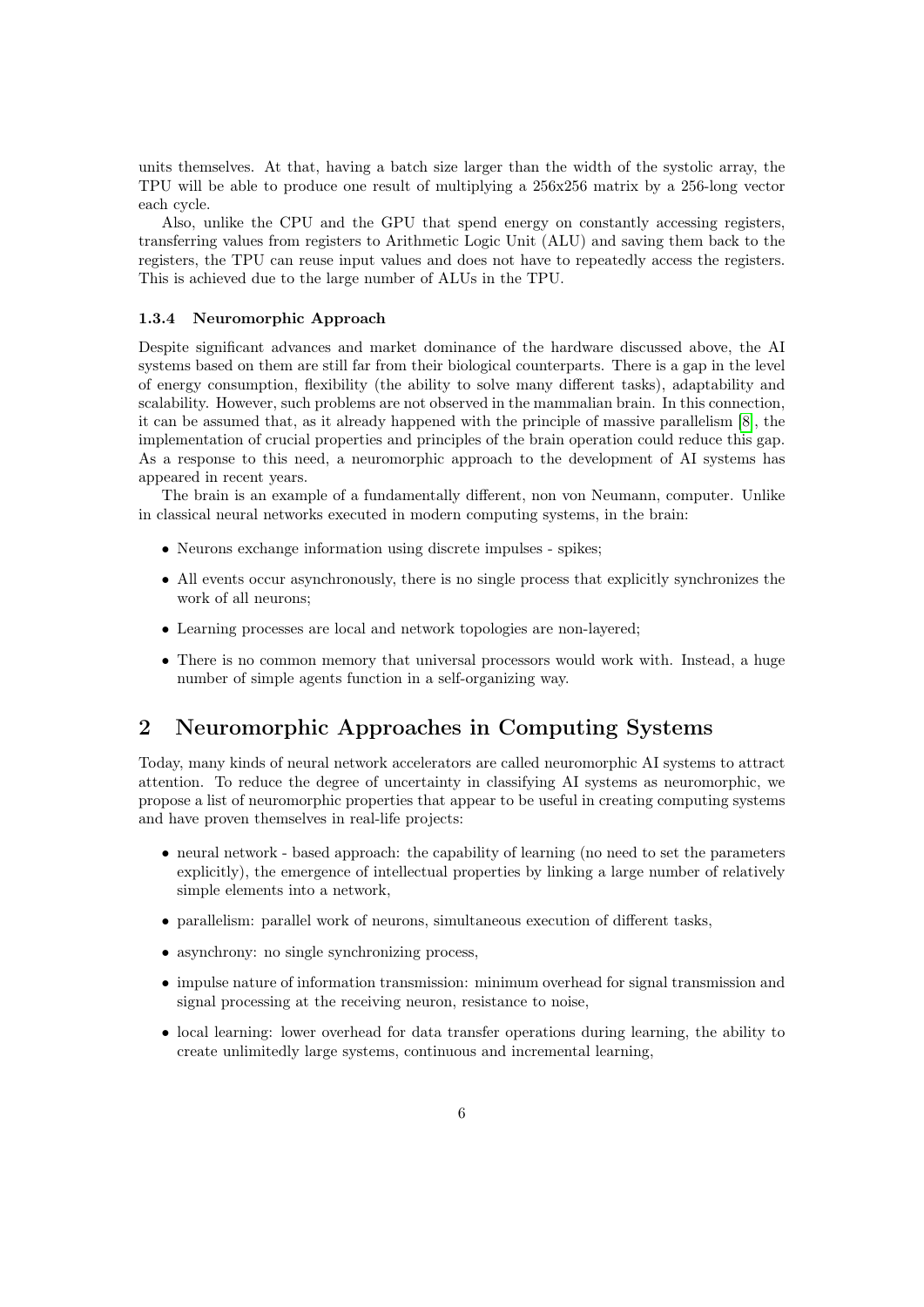units themselves. At that, having a batch size larger than the width of the systolic array, the TPU will be able to produce one result of multiplying a 256x256 matrix by a 256-long vector each cycle.

Also, unlike the CPU and the GPU that spend energy on constantly accessing registers, transferring values from registers to Arithmetic Logic Unit (ALU) and saving them back to the registers, the TPU can reuse input values and does not have to repeatedly access the registers. This is achieved due to the large number of ALUs in the TPU.

### 1.3.4 Neuromorphic Approach

Despite significant advances and market dominance of the hardware discussed above, the AI systems based on them are still far from their biological counterparts. There is a gap in the level of energy consumption, flexibility (the ability to solve many different tasks), adaptability and scalability. However, such problems are not observed in the mammalian brain. In this connection, it can be assumed that, as it already happened with the principle of massive parallelism [8], the implementation of crucial properties and principles of the brain operation could reduce this gap. As a response to this need, a neuromorphic approach to the development of AI systems has appeared in recent years.

The brain is an example of a fundamentally different, non von Neumann, computer. Unlike in classical neural networks executed in modern computing systems, in the brain:

- Neurons exchange information using discrete impulses - spikes;
- All events occur asynchronously, there is no single process that explicitly synchronizes the work of all neurons;
- Learning processes are local and network topologies are non-layered;
- There is no common memory that universal processors would work with. Instead, a huge number of simple agents function in a self-organizing way.

## 2 Neuromorphic Approaches in Computing Systems

Today, many kinds of neural network accelerators are called neuromorphic AI systems to attract attention. To reduce the degree of uncertainty in classifying AI systems as neuromorphic, we propose a list of neuromorphic properties that appear to be useful in creating computing systems and have proven themselves in real-life projects:

- neural network - based approach: the capability of learning (no need to set the parameters explicitly), the emergence of intellectual properties by linking a large number of relatively simple elements into a network,
- parallelism: parallel work of neurons, simultaneous execution of different tasks,
- asynchrony: no single synchronizing process,
- impulse nature of information transmission: minimum overhead for signal transmission and signal processing at the receiving neuron, resistance to noise,
- local learning: lower overhead for data transfer operations during learning, the ability to create unlimitedly large systems, continuous and incremental learning,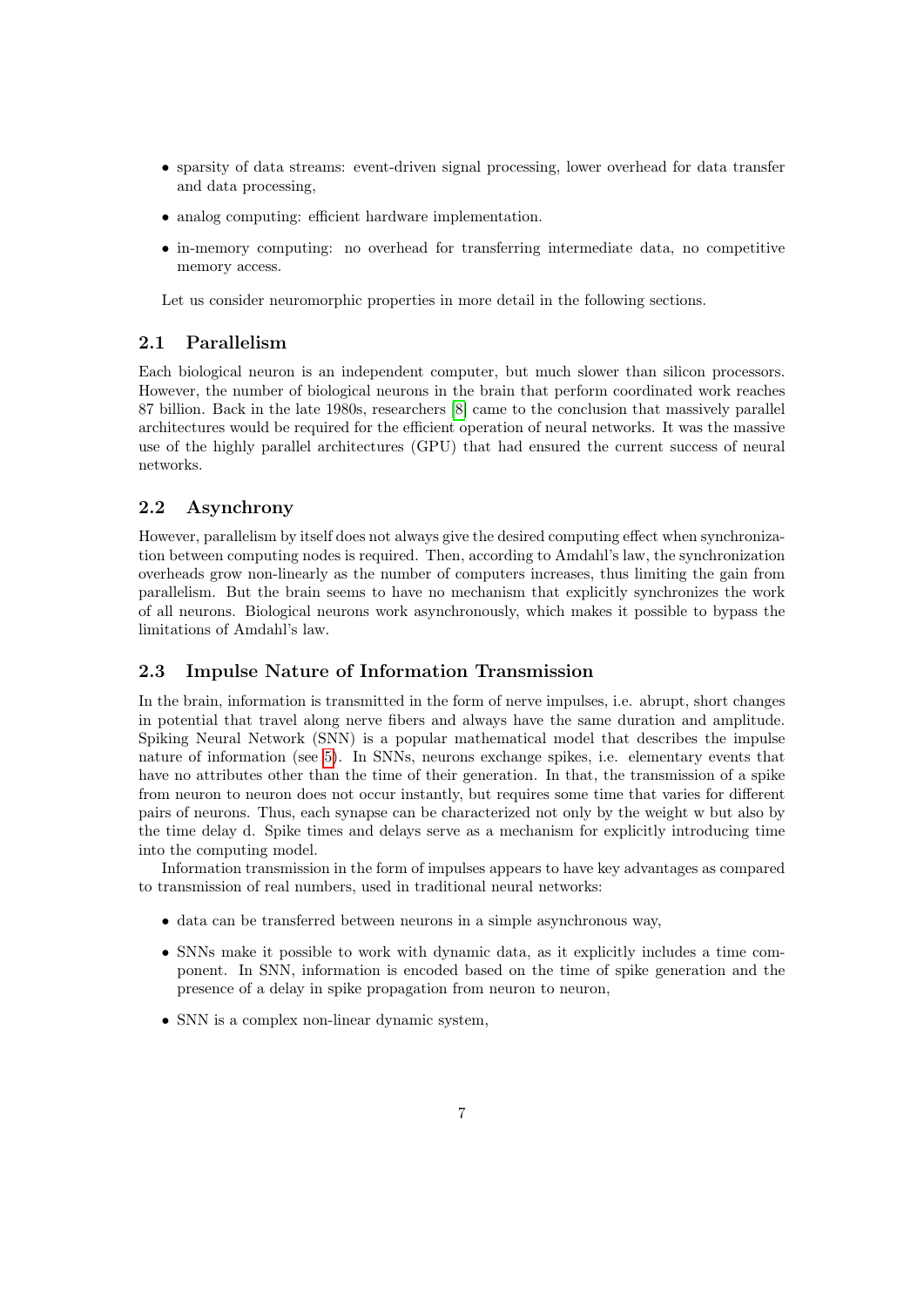- sparsity of data streams: event-driven signal processing, lower overhead for data transfer and data processing,
- analog computing: efficient hardware implementation.
- in-memory computing: no overhead for transferring intermediate data, no competitive memory access.

Let us consider neuromorphic properties in more detail in the following sections.

## 2.1 Parallelism

Each biological neuron is an independent computer, but much slower than silicon processors. However, the number of biological neurons in the brain that perform coordinated work reaches 87 billion. Back in the late 1980s, researchers [8] came to the conclusion that massively parallel architectures would be required for the efficient operation of neural networks. It was the massive use of the highly parallel architectures (GPU) that had ensured the current success of neural networks.

## 2.2 Asynchrony

However, parallelism by itself does not always give the desired computing effect when synchronization between computing nodes is required. Then, according to Amdahl's law, the synchronization overheads grow non-linearly as the number of computers increases, thus limiting the gain from parallelism. But the brain seems to have no mechanism that explicitly synchronizes the work of all neurons. Biological neurons work asynchronously, which makes it possible to bypass the limitations of Amdahl's law.

## 2.3 Impulse Nature of Information Transmission

In the brain, information is transmitted in the form of nerve impulses, i.e. abrupt, short changes in potential that travel along nerve fibers and always have the same duration and amplitude. Spiking Neural Network (SNN) is a popular mathematical model that describes the impulse nature of information (see 5). In SNNs, neurons exchange spikes, i.e. elementary events that have no attributes other than the time of their generation. In that, the transmission of a spike from neuron to neuron does not occur instantly, but requires some time that varies for different pairs of neurons. Thus, each synapse can be characterized not only by the weight w but also by the time delay d. Spike times and delays serve as a mechanism for explicitly introducing time into the computing model.

Information transmission in the form of impulses appears to have key advantages as compared to transmission of real numbers, used in traditional neural networks:

- data can be transferred between neurons in a simple asynchronous way,
- SNNs make it possible to work with dynamic data, as it explicitly includes a time component. In SNN, information is encoded based on the time of spike generation and the presence of a delay in spike propagation from neuron to neuron,
- SNN is a complex non-linear dynamic system,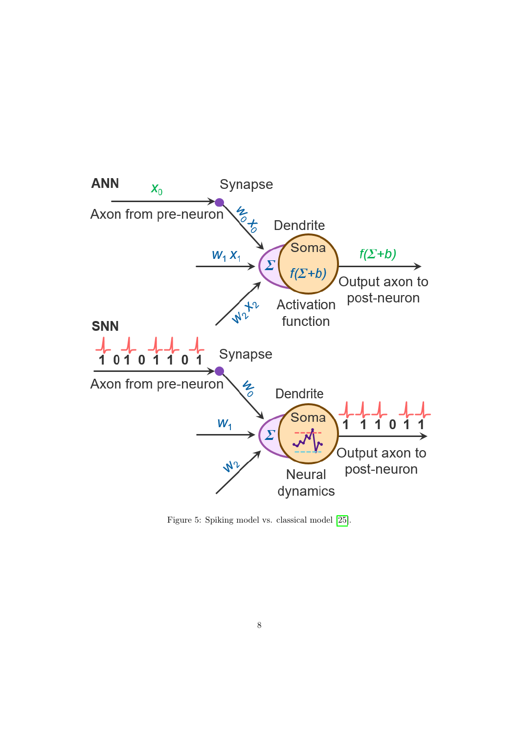Figure 5: Spiking model vs. classical model [25].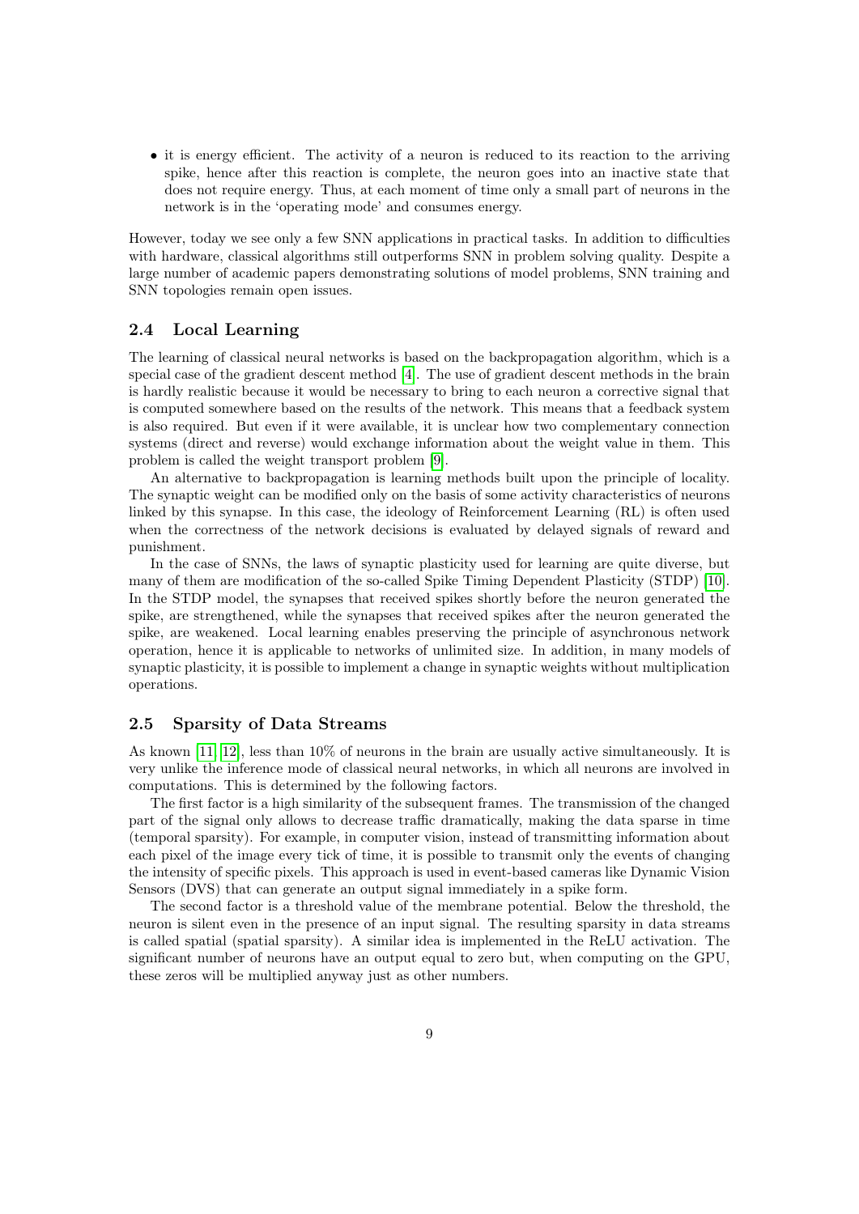- it is energy efficient. The activity of a neuron is reduced to its reaction to the arriving spike, hence after this reaction is complete, the neuron goes into an inactive state that does not require energy. Thus, at each moment of time only a small part of neurons in the network is in the 'operating mode' and consumes energy.

However, today we see only a few SNN applications in practical tasks. In addition to difficulties with hardware, classical algorithms still outperforms SNN in problem solving quality. Despite a large number of academic papers demonstrating solutions of model problems, SNN training and SNN topologies remain open issues.

### 2.4 Local Learning

The learning of classical neural networks is based on the backpropagation algorithm, which is a special case of the gradient descent method [4]. The use of gradient descent methods in the brain is hardly realistic because it would be necessary to bring to each neuron a corrective signal that is computed somewhere based on the results of the network. This means that a feedback system is also required. But even if it were available, it is unclear how two complementary connection systems (direct and reverse) would exchange information about the weight value in them. This problem is called the weight transport problem [9].

An alternative to backpropagation is learning methods built upon the principle of locality. The synaptic weight can be modified only on the basis of some activity characteristics of neurons linked by this synapse. In this case, the ideology of Reinforcement Learning (RL) is often used when the correctness of the network decisions is evaluated by delayed signals of reward and punishment.

In the case of SNNs, the laws of synaptic plasticity used for learning are quite diverse, but many of them are modification of the so-called Spike Timing Dependent Plasticity (STDP) [10]. In the STDP model, the synapses that received spikes shortly before the neuron generated the spike, are strengthened, while the synapses that received spikes after the neuron generated the spike, are weakened. Local learning enables preserving the principle of asynchronous network operation, hence it is applicable to networks of unlimited size. In addition, in many models of synaptic plasticity, it is possible to implement a change in synaptic weights without multiplication operations.

### 2.5 Sparsity of Data Streams

As known [11, 12], less than 10% of neurons in the brain are usually active simultaneously. It is very unlike the inference mode of classical neural networks, in which all neurons are involved in computations. This is determined by the following factors.

The first factor is a high similarity of the subsequent frames. The transmission of the changed part of the signal only allows to decrease traffic dramatically, making the data sparse in time (temporal sparsity). For example, in computer vision, instead of transmitting information about each pixel of the image every tick of time, it is possible to transmit only the events of changing the intensity of specific pixels. This approach is used in event-based cameras like Dynamic Vision Sensors (DVS) that can generate an output signal immediately in a spike form.

The second factor is a threshold value of the membrane potential. Below the threshold, the neuron is silent even in the presence of an input signal. The resulting sparsity in data streams is called spatial (spatial sparsity). A similar idea is implemented in the ReLU activation. The significant number of neurons have an output equal to zero but, when computing on the GPU, these zeros will be multiplied anyway just as other numbers.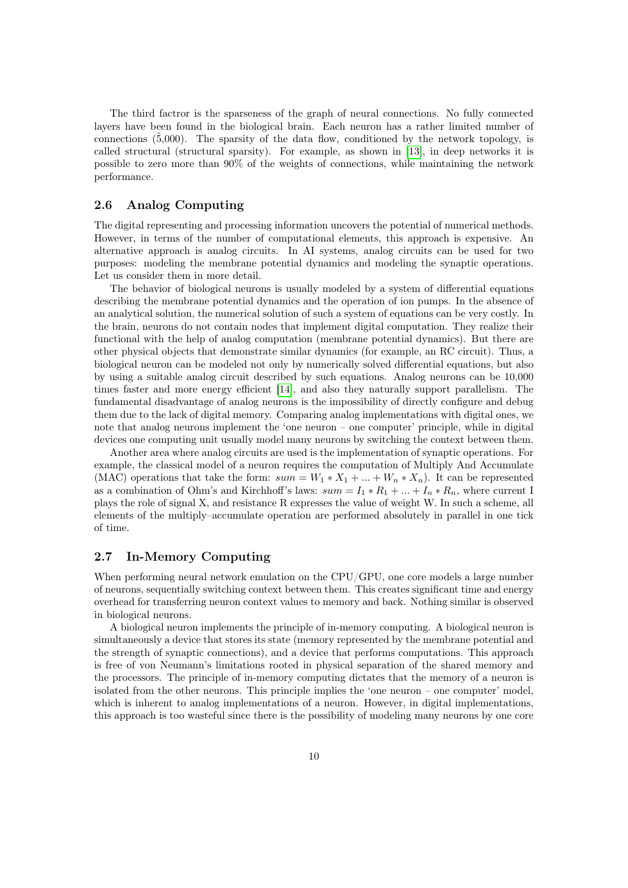The third factror is the sparseness of the graph of neural connections. No fully connected layers have been found in the biological brain. Each neuron has a rather limited number of connections ($\tilde{5}$,000). The sparsity of the data flow, conditioned by the network topology, is called structural (structural sparsity). For example, as shown in [13], in deep networks it is possible to zero more than 90% of the weights of connections, while maintaining the network performance.

## 2.6 Analog Computing

The digital representing and processing information uncovers the potential of numerical methods. However, in terms of the number of computational elements, this approach is expensive. An alternative approach is analog circuits. In AI systems, analog circuits can be used for two purposes: modeling the membrane potential dynamics and modeling the synaptic operations. Let us consider them in more detail.

The behavior of biological neurons is usually modeled by a system of differential equations describing the membrane potential dynamics and the operation of ion pumps. In the absence of an analytical solution, the numerical solution of such a system of equations can be very costly. In the brain, neurons do not contain nodes that implement digital computation. They realize their functional with the help of analog computation (membrane potential dynamics). But there are other physical objects that demonstrate similar dynamics (for example, an RC circuit). Thus, a biological neuron can be modeled not only by numerically solved differential equations, but also by using a suitable analog circuit described by such equations. Analog neurons can be 10,000 times faster and more energy efficient [14], and also they naturally support parallelism. The fundamental disadvantage of analog neurons is the impossibility of directly configure and debug them due to the lack of digital memory. Comparing analog implementations with digital ones, we note that analog neurons implement the 'one neuron – one computer' principle, while in digital devices one computing unit usually model many neurons by switching the context between them.

Another area where analog circuits are used is the implementation of synaptic operations. For example, the classical model of a neuron requires the computation of Multiply And Accumulate (MAC) operations that take the form: $sum = W_1 * X_1 + ... + W_n * X_n$). It can be represented as a combination of Ohm's and Kirchhoff's laws: $sum = I_1 * R_1 + ... + I_n * R_n$, where current I plays the role of signal X, and resistance R expresses the value of weight W. In such a scheme, all elements of the multiply–accumulate operation are performed absolutely in parallel in one tick of time.

## 2.7 In-Memory Computing

When performing neural network emulation on the CPU/GPU, one core models a large number of neurons, sequentially switching context between them. This creates significant time and energy overhead for transferring neuron context values to memory and back. Nothing similar is observed in biological neurons.

A biological neuron implements the principle of in-memory computing. A biological neuron is simultaneously a device that stores its state (memory represented by the membrane potential and the strength of synaptic connections), and a device that performs computations. This approach is free of von Neumann's limitations rooted in physical separation of the shared memory and the processors. The principle of in-memory computing dictates that the memory of a neuron is isolated from the other neurons. This principle implies the 'one neuron – one computer' model, which is inherent to analog implementations of a neuron. However, in digital implementations, this approach is too wasteful since there is the possibility of modeling many neurons by one core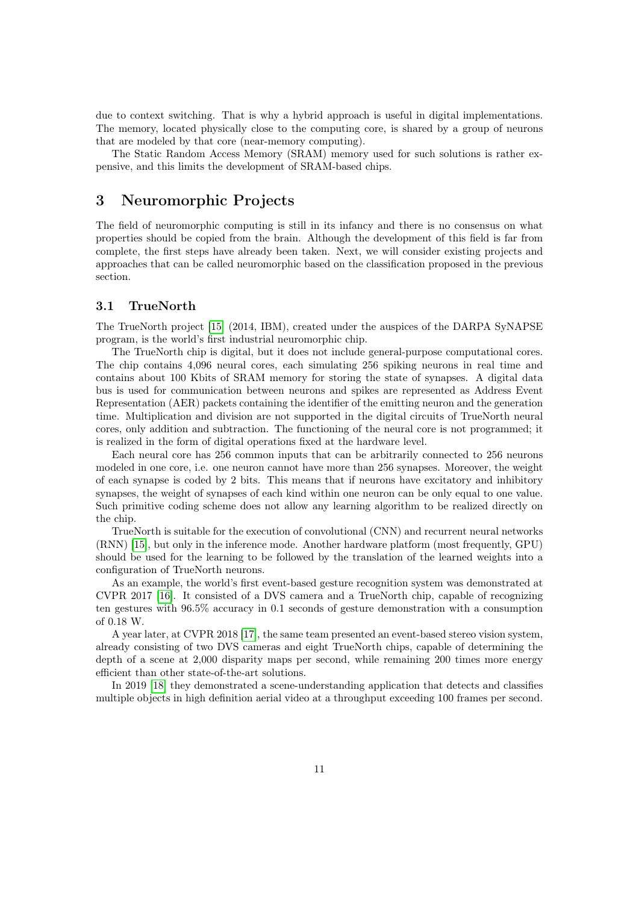due to context switching. That is why a hybrid approach is useful in digital implementations. The memory, located physically close to the computing core, is shared by a group of neurons that are modeled by that core (near-memory computing).

The Static Random Access Memory (SRAM) memory used for such solutions is rather expensive, and this limits the development of SRAM-based chips.

# 3 Neuromorphic Projects

The field of neuromorphic computing is still in its infancy and there is no consensus on what properties should be copied from the brain. Although the development of this field is far from complete, the first steps have already been taken. Next, we will consider existing projects and approaches that can be called neuromorphic based on the classification proposed in the previous section.

## 3.1 TrueNorth

The TrueNorth project [15] (2014, IBM), created under the auspices of the DARPA SyNAPSE program, is the world's first industrial neuromorphic chip.

The TrueNorth chip is digital, but it does not include general-purpose computational cores. The chip contains 4,096 neural cores, each simulating 256 spiking neurons in real time and contains about 100 Kbits of SRAM memory for storing the state of synapses. A digital data bus is used for communication between neurons and spikes are represented as Address Event Representation (AER) packets containing the identifier of the emitting neuron and the generation time. Multiplication and division are not supported in the digital circuits of TrueNorth neural cores, only addition and subtraction. The functioning of the neural core is not programmed; it is realized in the form of digital operations fixed at the hardware level.

Each neural core has 256 common inputs that can be arbitrarily connected to 256 neurons modeled in one core, i.e. one neuron cannot have more than 256 synapses. Moreover, the weight of each synapse is coded by 2 bits. This means that if neurons have excitatory and inhibitory synapses, the weight of synapses of each kind within one neuron can be only equal to one value. Such primitive coding scheme does not allow any learning algorithm to be realized directly on the chip.

TrueNorth is suitable for the execution of convolutional (CNN) and recurrent neural networks (RNN) [15], but only in the inference mode. Another hardware platform (most frequently, GPU) should be used for the learning to be followed by the translation of the learned weights into a configuration of TrueNorth neurons.

As an example, the world's first event-based gesture recognition system was demonstrated at CVPR 2017 [16]. It consisted of a DVS camera and a TrueNorth chip, capable of recognizing ten gestures with 96.5% accuracy in 0.1 seconds of gesture demonstration with a consumption of 0.18 W.

A year later, at CVPR 2018 [17], the same team presented an event-based stereo vision system, already consisting of two DVS cameras and eight TrueNorth chips, capable of determining the depth of a scene at 2,000 disparity maps per second, while remaining 200 times more energy efficient than other state-of-the-art solutions.

In 2019 [18] they demonstrated a scene-understanding application that detects and classifies multiple objects in high definition aerial video at a throughput exceeding 100 frames per second.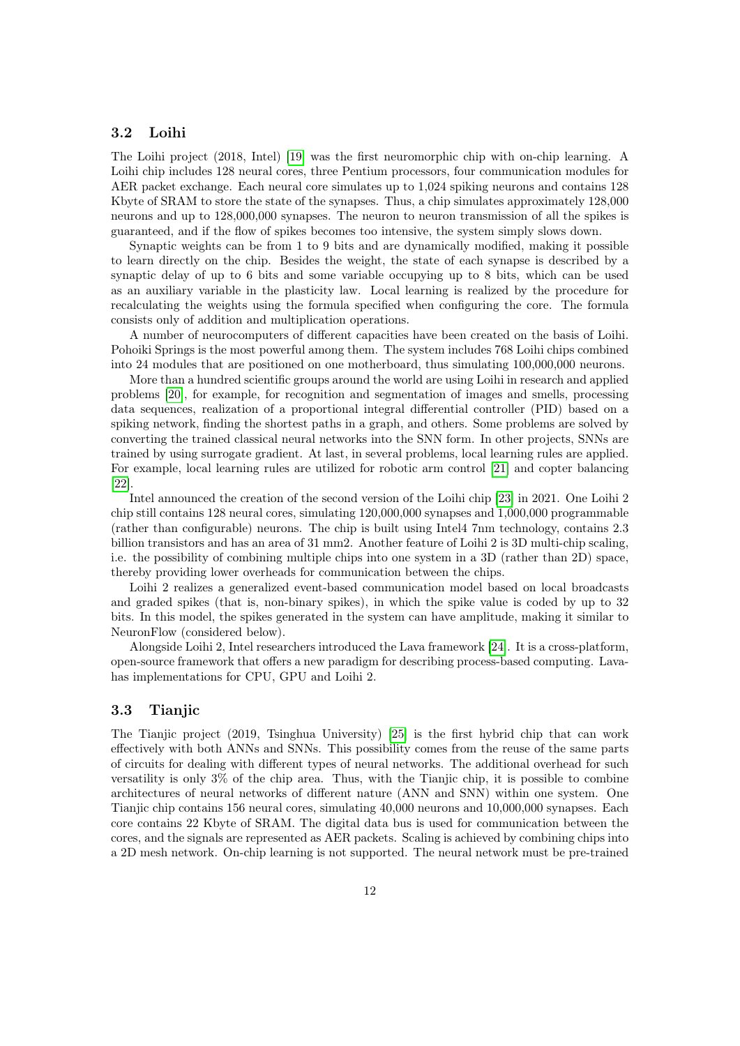### 3.2 Loihi

The Loihi project (2018, Intel) [19] was the first neuromorphic chip with on-chip learning. A Loihi chip includes 128 neural cores, three Pentium processors, four communication modules for AER packet exchange. Each neural core simulates up to 1,024 spiking neurons and contains 128 Kbyte of SRAM to store the state of the synapses. Thus, a chip simulates approximately 128,000 neurons and up to 128,000,000 synapses. The neuron to neuron transmission of all the spikes is guaranteed, and if the flow of spikes becomes too intensive, the system simply slows down.

Synaptic weights can be from 1 to 9 bits and are dynamically modified, making it possible to learn directly on the chip. Besides the weight, the state of each synapse is described by a synaptic delay of up to 6 bits and some variable occupying up to 8 bits, which can be used as an auxiliary variable in the plasticity law. Local learning is realized by the procedure for recalculating the weights using the formula specified when configuring the core. The formula consists only of addition and multiplication operations.

A number of neurocomputers of different capacities have been created on the basis of Loihi. Pohoiki Springs is the most powerful among them. The system includes 768 Loihi chips combined into 24 modules that are positioned on one motherboard, thus simulating 100,000,000 neurons.

More than a hundred scientific groups around the world are using Loihi in research and applied problems [20], for example, for recognition and segmentation of images and smells, processing data sequences, realization of a proportional integral differential controller (PID) based on a spiking network, finding the shortest paths in a graph, and others. Some problems are solved by converting the trained classical neural networks into the SNN form. In other projects, SNNs are trained by using surrogate gradient. At last, in several problems, local learning rules are applied. For example, local learning rules are utilized for robotic arm control [21] and copter balancing [22].

Intel announced the creation of the second version of the Loihi chip [23] in 2021. One Loihi 2 chip still contains 128 neural cores, simulating 120,000,000 synapses and 1,000,000 programmable (rather than configurable) neurons. The chip is built using Intel4 7nm technology, contains 2.3 billion transistors and has an area of 31 mm2. Another feature of Loihi 2 is 3D multi-chip scaling, i.e. the possibility of combining multiple chips into one system in a 3D (rather than 2D) space, thereby providing lower overheads for communication between the chips.

Loihi 2 realizes a generalized event-based communication model based on local broadcasts and graded spikes (that is, non-binary spikes), in which the spike value is coded by up to 32 bits. In this model, the spikes generated in the system can have amplitude, making it similar to NeuronFlow (considered below).

Alongside Loihi 2, Intel researchers introduced the Lava framework [24]. It is a cross-platform, open-source framework that offers a new paradigm for describing process-based computing. Lava has implementations for CPU, GPU and Loihi 2.

### 3.3 Tianjic

The Tianjic project (2019, Tsinghua University) [25] is the first hybrid chip that can work effectively with both ANNs and SNNs. This possibility comes from the reuse of the same parts of circuits for dealing with different types of neural networks. The additional overhead for such versatility is only 3% of the chip area. Thus, with the Tianjic chip, it is possible to combine architectures of neural networks of different nature (ANN and SNN) within one system. One Tianjic chip contains 156 neural cores, simulating 40,000 neurons and 10,000,000 synapses. Each core contains 22 Kbyte of SRAM. The digital data bus is used for communication between the cores, and the signals are represented as AER packets. Scaling is achieved by combining chips into a 2D mesh network. On-chip learning is not supported. The neural network must be pre-trained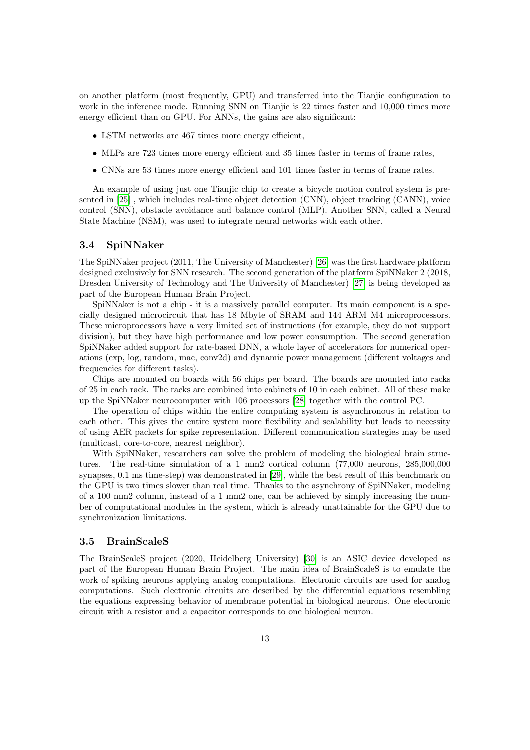on another platform (most frequently, GPU) and transferred into the Tianjic configuration to work in the inference mode. Running SNN on Tianjic is 22 times faster and 10,000 times more energy efficient than on GPU. For ANNs, the gains are also significant:

- LSTM networks are 467 times more energy efficient,
- MLPs are 723 times more energy efficient and 35 times faster in terms of frame rates,
- CNNs are 53 times more energy efficient and 101 times faster in terms of frame rates.

An example of using just one Tianjic chip to create a bicycle motion control system is presented in [25] , which includes real-time object detection (CNN), object tracking (CANN), voice control (SNN), obstacle avoidance and balance control (MLP). Another SNN, called a Neural State Machine (NSM), was used to integrate neural networks with each other.

### 3.4 SpiNNaker

The SpiNNaker project (2011, The University of Manchester) [26] was the first hardware platform designed exclusively for SNN research. The second generation of the platform SpiNNaker 2 (2018, Dresden University of Technology and The University of Manchester) [27] is being developed as part of the European Human Brain Project.

SpiNNaker is not a chip - it is a massively parallel computer. Its main component is a specially designed microcircuit that has 18 Mbyte of SRAM and 144 ARM M4 microprocessors. These microprocessors have a very limited set of instructions (for example, they do not support division), but they have high performance and low power consumption. The second generation SpiNNaker added support for rate-based DNN, a whole layer of accelerators for numerical operations (exp, log, random, mac, conv2d) and dynamic power management (different voltages and frequencies for different tasks).

Chips are mounted on boards with 56 chips per board. The boards are mounted into racks of 25 in each rack. The racks are combined into cabinets of 10 in each cabinet. All of these make up the SpiNNaker neurocomputer with 106 processors [28] together with the control PC.

The operation of chips within the entire computing system is asynchronous in relation to each other. This gives the entire system more flexibility and scalability but leads to necessity of using AER packets for spike representation. Different communication strategies may be used (multicast, core-to-core, nearest neighbor).

With SpiNNaker, researchers can solve the problem of modeling the biological brain structures. The real-time simulation of a 1 mm2 cortical column (77,000 neurons, 285,000,000 synapses, 0.1 ms time-step) was demonstrated in [29], while the best result of this benchmark on the GPU is two times slower than real time. Thanks to the asynchrony of SpiNNaker, modeling of a 100 mm2 column, instead of a 1 mm2 one, can be achieved by simply increasing the number of computational modules in the system, which is already unattainable for the GPU due to synchronization limitations.

### 3.5 BrainScaleS

The BrainScaleS project (2020, Heidelberg University) [30] is an ASIC device developed as part of the European Human Brain Project. The main idea of BrainScaleS is to emulate the work of spiking neurons applying analog computations. Electronic circuits are used for analog computations. Such electronic circuits are described by the differential equations resembling the equations expressing behavior of membrane potential in biological neurons. One electronic circuit with a resistor and a capacitor corresponds to one biological neuron.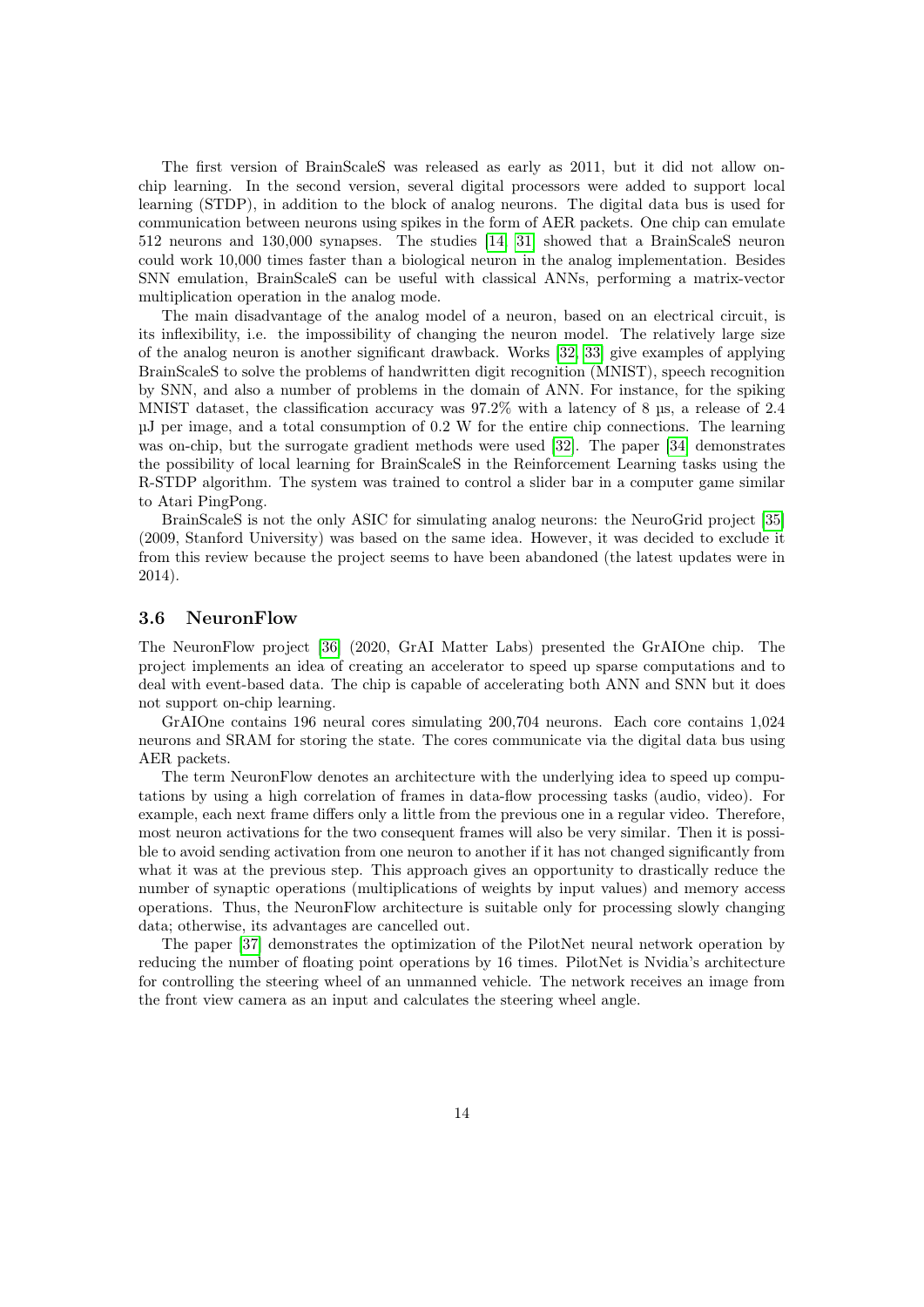The first version of BrainScaleS was released as early as 2011, but it did not allow on-chip learning. In the second version, several digital processors were added to support local learning (STDP), in addition to the block of analog neurons. The digital data bus is used for communication between neurons using spikes in the form of AER packets. One chip can emulate 512 neurons and 130,000 synapses. The studies [14, 31] showed that a BrainScaleS neuron could work 10,000 times faster than a biological neuron in the analog implementation. Besides SNN emulation, BrainScaleS can be useful with classical ANNs, performing a matrix-vector multiplication operation in the analog mode.

The main disadvantage of the analog model of a neuron, based on an electrical circuit, is its inflexibility, i.e. the impossibility of changing the neuron model. The relatively large size of the analog neuron is another significant drawback. Works [32, 33] give examples of applying BrainScaleS to solve the problems of handwritten digit recognition (MNIST), speech recognition by SNN, and also a number of problems in the domain of ANN. For instance, for the spiking MNIST dataset, the classification accuracy was 97.2% with a latency of 8 µs, a release of 2.4 µJ per image, and a total consumption of 0.2 W for the entire chip connections. The learning was on-chip, but the surrogate gradient methods were used [32]. The paper [34] demonstrates the possibility of local learning for BrainScaleS in the Reinforcement Learning tasks using the R-STDP algorithm. The system was trained to control a slider bar in a computer game similar to Atari PingPong.

BrainScaleS is not the only ASIC for simulating analog neurons: the NeuroGrid project [35] (2009, Stanford University) was based on the same idea. However, it was decided to exclude it from this review because the project seems to have been abandoned (the latest updates were in 2014).

### 3.6 NeuronFlow

The NeuronFlow project [36] (2020, GrAI Matter Labs) presented the GrAIOne chip. The project implements an idea of creating an accelerator to speed up sparse computations and to deal with event-based data. The chip is capable of accelerating both ANN and SNN but it does not support on-chip learning.

GrAIOne contains 196 neural cores simulating 200,704 neurons. Each core contains 1,024 neurons and SRAM for storing the state. The cores communicate via the digital data bus using AER packets.

The term NeuronFlow denotes an architecture with the underlying idea to speed up computations by using a high correlation of frames in data-flow processing tasks (audio, video). For example, each next frame differs only a little from the previous one in a regular video. Therefore, most neuron activations for the two consequent frames will also be very similar. Then it is possible to avoid sending activation from one neuron to another if it has not changed significantly from what it was at the previous step. This approach gives an opportunity to drastically reduce the number of synaptic operations (multiplications of weights by input values) and memory access operations. Thus, the NeuronFlow architecture is suitable only for processing slowly changing data; otherwise, its advantages are cancelled out.

The paper [37] demonstrates the optimization of the PilotNet neural network operation by reducing the number of floating point operations by 16 times. PilotNet is Nvidia's architecture for controlling the steering wheel of an unmanned vehicle. The network receives an image from the front view camera as an input and calculates the steering wheel angle.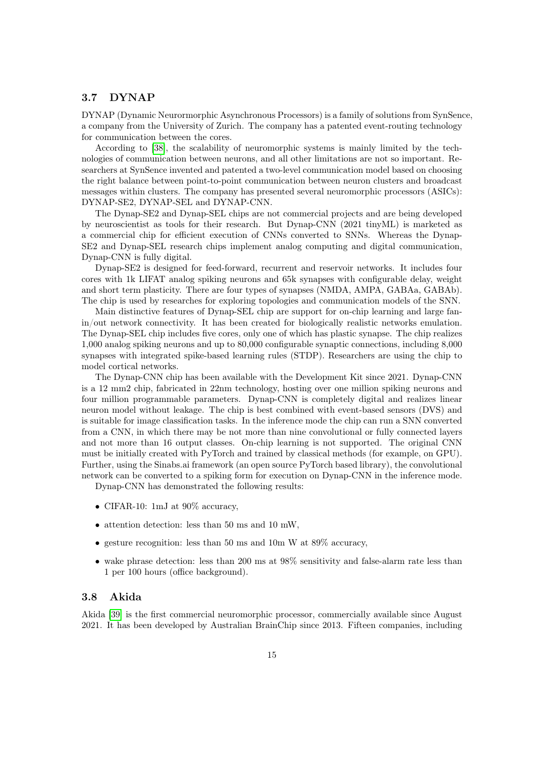### 3.7 DYNAP

DYNAP (Dynamic Neurormorphic Asynchronous Processors) is a family of solutions from SynSence, a company from the University of Zurich. The company has a patented event-routing technology for communication between the cores.

According to [38], the scalability of neuromorphic systems is mainly limited by the technologies of communication between neurons, and all other limitations are not so important. Researchers at SynSence invented and patented a two-level communication model based on choosing the right balance between point-to-point communication between neuron clusters and broadcast messages within clusters. The company has presented several neuromorphic processors (ASICs): DYNAP-SE2, DYNAP-SEL and DYNAP-CNN.

The Dynap-SE2 and Dynap-SEL chips are not commercial projects and are being developed by neuroscientist as tools for their research. But Dynap-CNN (2021 tinyML) is marketed as a commercial chip for efficient execution of CNNs converted to SNNs. Whereas the Dynap-SE2 and Dynap-SEL research chips implement analog computing and digital communication, Dynap-CNN is fully digital.

Dynap-SE2 is designed for feed-forward, recurrent and reservoir networks. It includes four cores with 1k LIFAT analog spiking neurons and 65k synapses with configurable delay, weight and short term plasticity. There are four types of synapses (NMDA, AMPA, GABAa, GABAb). The chip is used by researches for exploring topologies and communication models of the SNN.

Main distinctive features of Dynap-SEL chip are support for on-chip learning and large fan-in/out network connectivity. It has been created for biologically realistic networks emulation. The Dynap-SEL chip includes five cores, only one of which has plastic synapse. The chip realizes 1,000 analog spiking neurons and up to 80,000 configurable synaptic connections, including 8,000 synapses with integrated spike-based learning rules (STDP). Researchers are using the chip to model cortical networks.

The Dynap-CNN chip has been available with the Development Kit since 2021. Dynap-CNN is a 12 mm2 chip, fabricated in 22nm technology, hosting over one million spiking neurons and four million programmable parameters. Dynap-CNN is completely digital and realizes linear neuron model without leakage. The chip is best combined with event-based sensors (DVS) and is suitable for image classification tasks. In the inference mode the chip can run a SNN converted from a CNN, in which there may be not more than nine convolutional or fully connected layers and not more than 16 output classes. On-chip learning is not supported. The original CNN must be initially created with PyTorch and trained by classical methods (for example, on GPU). Further, using the Sinabs.ai framework (an open source PyTorch based library), the convolutional network can be converted to a spiking form for execution on Dynap-CNN in the inference mode.

Dynap-CNN has demonstrated the following results:

- CIFAR-10: 1mJ at 90% accuracy,
- attention detection: less than 50 ms and 10 mW,
- gesture recognition: less than 50 ms and 10m W at 89% accuracy,
- wake phrase detection: less than 200 ms at 98% sensitivity and false-alarm rate less than 1 per 100 hours (office background).

### 3.8 Akida

Akida [39] is the first commercial neuromorphic processor, commercially available since August 2021. It has been developed by Australian BrainChip since 2013. Fifteen companies, including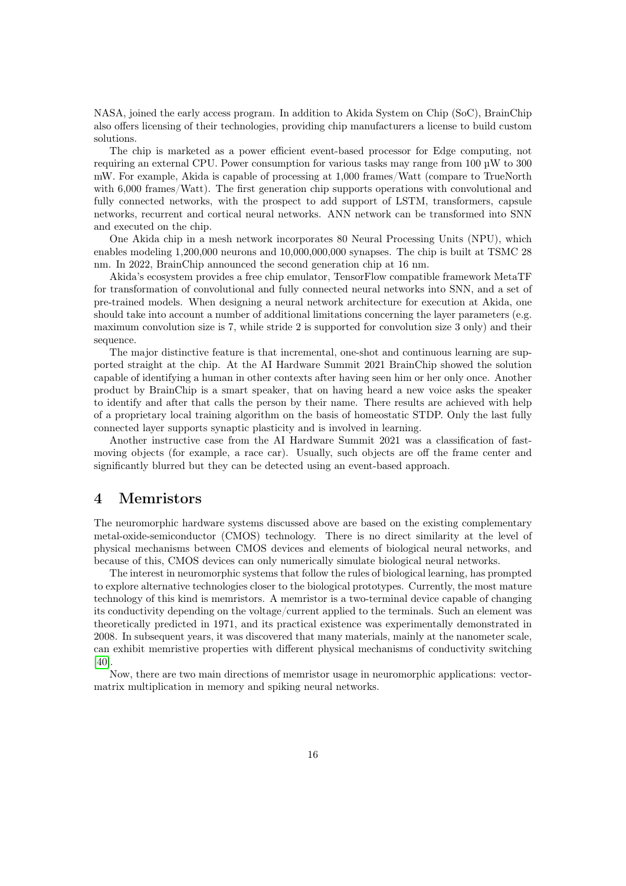NASA, joined the early access program. In addition to Akida System on Chip (SoC), BrainChip also offers licensing of their technologies, providing chip manufacturers a license to build custom solutions.

The chip is marketed as a power efficient event-based processor for Edge computing, not requiring an external CPU. Power consumption for various tasks may range from 100 µW to 300 mW. For example, Akida is capable of processing at 1,000 frames/Watt (compare to TrueNorth with 6,000 frames/Watt). The first generation chip supports operations with convolutional and fully connected networks, with the prospect to add support of LSTM, transformers, capsule networks, recurrent and cortical neural networks. ANN network can be transformed into SNN and executed on the chip.

One Akida chip in a mesh network incorporates 80 Neural Processing Units (NPU), which enables modeling 1,200,000 neurons and 10,000,000,000 synapses. The chip is built at TSMC 28 nm. In 2022, BrainChip announced the second generation chip at 16 nm.

Akida's ecosystem provides a free chip emulator, TensorFlow compatible framework MetaTF for transformation of convolutional and fully connected neural networks into SNN, and a set of pre-trained models. When designing a neural network architecture for execution at Akida, one should take into account a number of additional limitations concerning the layer parameters (e.g. maximum convolution size is 7, while stride 2 is supported for convolution size 3 only) and their sequence.

The major distinctive feature is that incremental, one-shot and continuous learning are supported straight at the chip. At the AI Hardware Summit 2021 BrainChip showed the solution capable of identifying a human in other contexts after having seen him or her only once. Another product by BrainChip is a smart speaker, that on having heard a new voice asks the speaker to identify and after that calls the person by their name. There results are achieved with help of a proprietary local training algorithm on the basis of homeostatic STDP. Only the last fully connected layer supports synaptic plasticity and is involved in learning.

Another instructive case from the AI Hardware Summit 2021 was a classification of fast-moving objects (for example, a race car). Usually, such objects are off the frame center and significantly blurred but they can be detected using an event-based approach.

# 4 Memristors

The neuromorphic hardware systems discussed above are based on the existing complementary metal-oxide-semiconductor (CMOS) technology. There is no direct similarity at the level of physical mechanisms between CMOS devices and elements of biological neural networks, and because of this, CMOS devices can only numerically simulate biological neural networks.

The interest in neuromorphic systems that follow the rules of biological learning, has prompted to explore alternative technologies closer to the biological prototypes. Currently, the most mature technology of this kind is memristors. A memristor is a two-terminal device capable of changing its conductivity depending on the voltage/current applied to the terminals. Such an element was theoretically predicted in 1971, and its practical existence was experimentally demonstrated in 2008. In subsequent years, it was discovered that many materials, mainly at the nanometer scale, can exhibit memristive properties with different physical mechanisms of conductivity switching [40].

Now, there are two main directions of memristor usage in neuromorphic applications: vector-matrix multiplication in memory and spiking neural networks.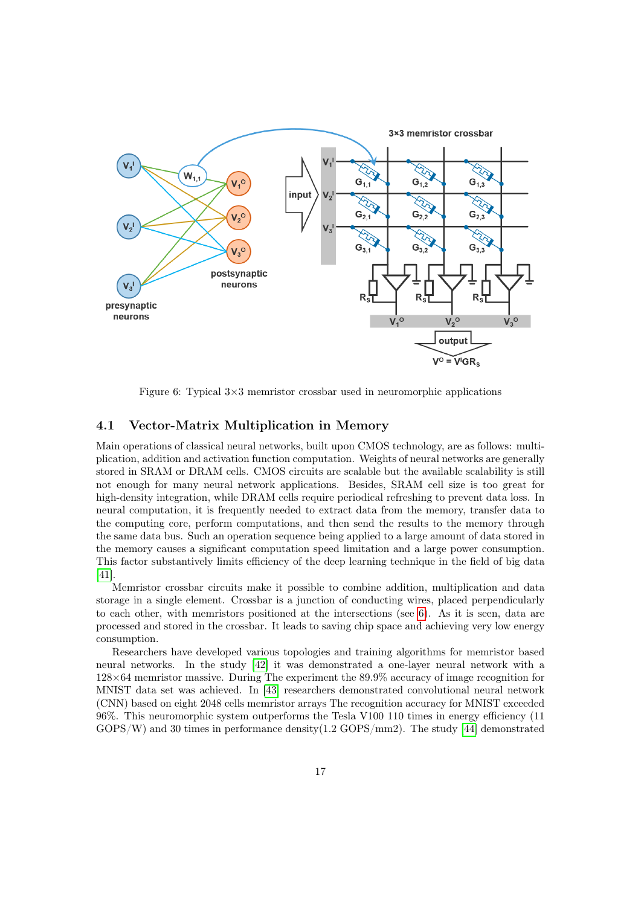Figure 6: Typical 3×3 memristor crossbar used in neuromorphic applications

### 4.1 Vector-Matrix Multiplication in Memory

Main operations of classical neural networks, built upon CMOS technology, are as follows: multiplication, addition and activation function computation. Weights of neural networks are generally stored in SRAM or DRAM cells. CMOS circuits are scalable but the available scalability is still not enough for many neural network applications. Besides, SRAM cell size is too great for high-density integration, while DRAM cells require periodical refreshing to prevent data loss. In neural computation, it is frequently needed to extract data from the memory, transfer data to the computing core, perform computations, and then send the results to the memory through the same data bus. Such an operation sequence being applied to a large amount of data stored in the memory causes a significant computation speed limitation and a large power consumption. This factor substantively limits efficiency of the deep learning technique in the field of big data [41].

Memristor crossbar circuits make it possible to combine addition, multiplication and data storage in a single element. Crossbar is a junction of conducting wires, placed perpendicularly to each other, with memristors positioned at the intersections (see 6). As it is seen, data are processed and stored in the crossbar. It leads to saving chip space and achieving very low energy consumption.

Researchers have developed various topologies and training algorithms for memristor based neural networks. In the study [42] it was demonstrated a one-layer neural network with a 128×64 memristor massive. During The experiment the 89.9% accuracy of image recognition for MNIST data set was achieved. In [43] researchers demonstrated convolutional neural network (CNN) based on eight 2048 cells memristor arrays The recognition accuracy for MNIST exceeded 96%. This neuromorphic system outperforms the Tesla V100 110 times in energy efficiency (11 GOPS/W) and 30 times in performance density(1.2 GOPS/mm2). The study [44] demonstrated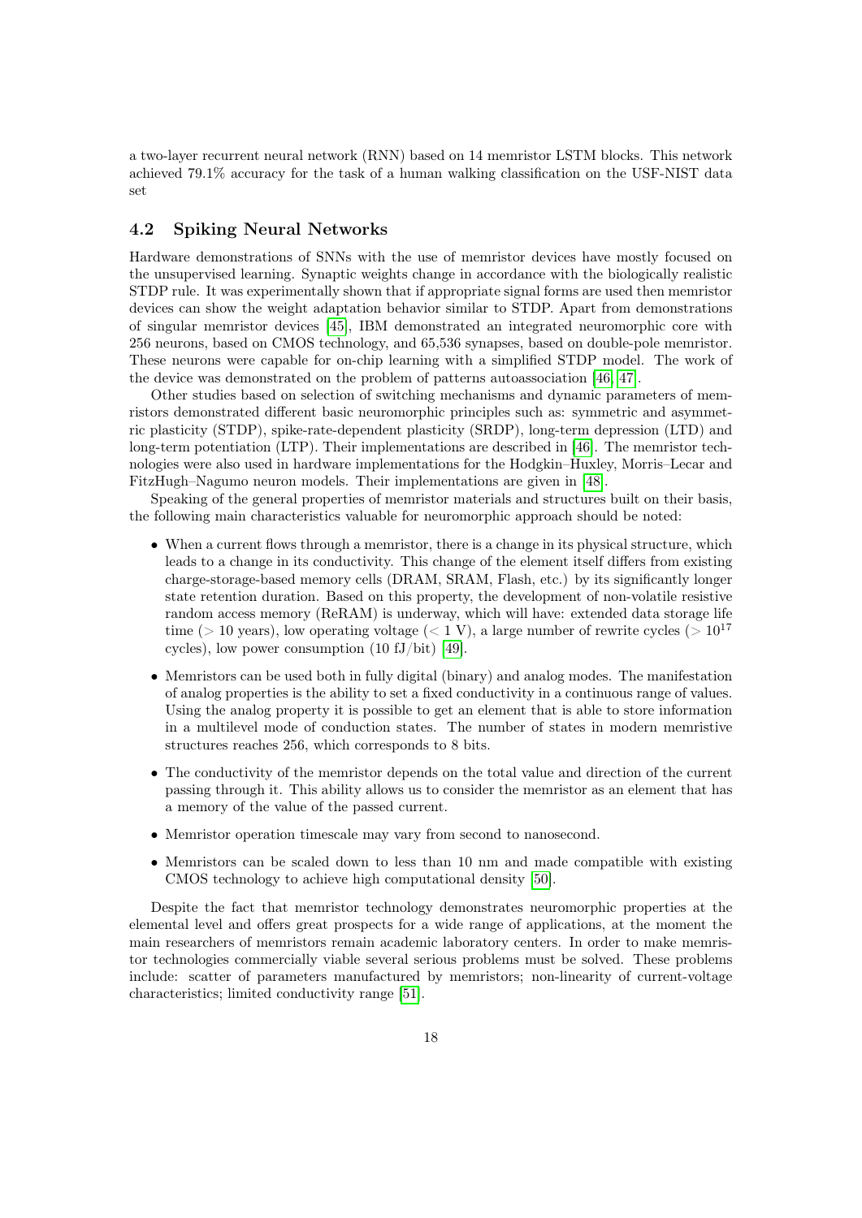a two-layer recurrent neural network (RNN) based on 14 memristor LSTM blocks. This network achieved 79.1% accuracy for the task of a human walking classification on the USF-NIST data set

### 4.2 Spiking Neural Networks

Hardware demonstrations of SNNs with the use of memristor devices have mostly focused on the unsupervised learning. Synaptic weights change in accordance with the biologically realistic STDP rule. It was experimentally shown that if appropriate signal forms are used then memristor devices can show the weight adaptation behavior similar to STDP. Apart from demonstrations of singular memristor devices [45], IBM demonstrated an integrated neuromorphic core with 256 neurons, based on CMOS technology, and 65,536 synapses, based on double-pole memristor. These neurons were capable for on-chip learning with a simplified STDP model. The work of the device was demonstrated on the problem of patterns autoassociation [46, 47].

Other studies based on selection of switching mechanisms and dynamic parameters of memristors demonstrated different basic neuromorphic principles such as: symmetric and asymmetric plasticity (STDP), spike-rate-dependent plasticity (SRDP), long-term depression (LTD) and long-term potentiation (LTP). Their implementations are described in [46]. The memristor technologies were also used in hardware implementations for the Hodgkin–Huxley, Morris–Lecar and FitzHugh–Nagumo neuron models. Their implementations are given in [48].

Speaking of the general properties of memristor materials and structures built on their basis, the following main characteristics valuable for neuromorphic approach should be noted:

- When a current flows through a memristor, there is a change in its physical structure, which leads to a change in its conductivity. This change of the element itself differs from existing charge-storage-based memory cells (DRAM, SRAM, Flash, etc.) by its significantly longer state retention duration. Based on this property, the development of non-volatile resistive random access memory (ReRAM) is underway, which will have: extended data storage life time ($> 10$ years), low operating voltage ($< 1$ V), a large number of rewrite cycles ($> 10^{17}$ cycles), low power consumption (10 fJ/bit) [49].
- Memristors can be used both in fully digital (binary) and analog modes. The manifestation of analog properties is the ability to set a fixed conductivity in a continuous range of values. Using the analog property it is possible to get an element that is able to store information in a multilevel mode of conduction states. The number of states in modern memristive structures reaches 256, which corresponds to 8 bits.
- The conductivity of the memristor depends on the total value and direction of the current passing through it. This ability allows us to consider the memristor as an element that has a memory of the value of the passed current.
- Memristor operation timescale may vary from second to nanosecond.
- Memristors can be scaled down to less than 10 nm and made compatible with existing CMOS technology to achieve high computational density [50].

Despite the fact that memristor technology demonstrates neuromorphic properties at the elemental level and offers great prospects for a wide range of applications, at the moment the main researchers of memristors remain academic laboratory centers. In order to make memristor technologies commercially viable several serious problems must be solved. These problems include: scatter of parameters manufactured by memristors; non-linearity of current-voltage characteristics; limited conductivity range [51].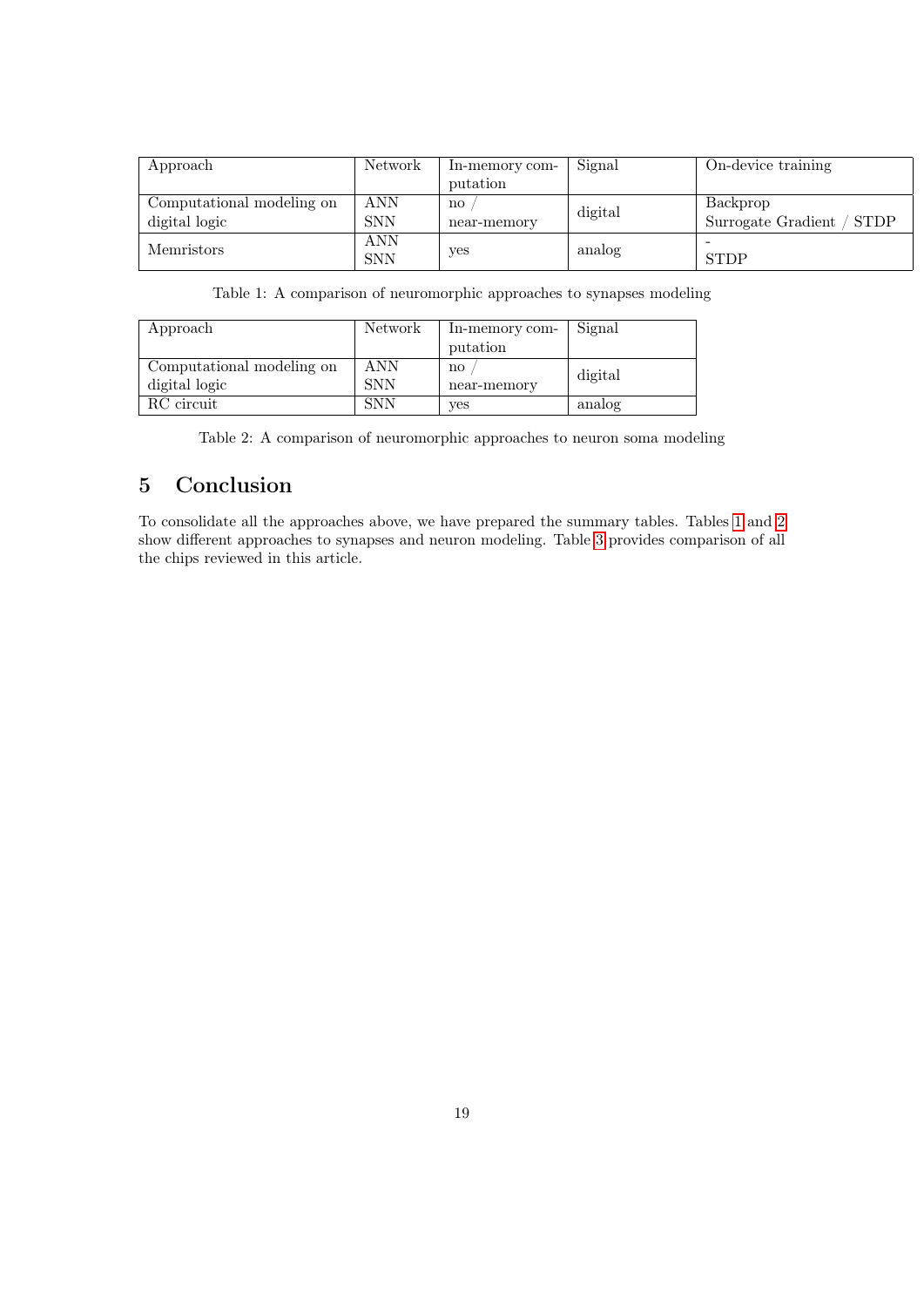| Approach | Network | In-memory computation | Signal | On-device training |
| --- | --- | --- | --- | --- |
| Computational modeling on digital logic | ANN<br>SNN | no /<br>near-memory | digital | Backprop<br>Surrogate Gradient / STDP |
| Memristors | ANN<br>SNN | yes | analog | -<br>STDP |

Table 1: A comparison of neuromorphic approaches to synapses modeling

| Approach | Network | In-memory computation | Signal |
| --- | --- | --- | --- |
| Computational modeling on digital logic | ANN<br>SNN | no /<br>near-memory | digital |
| RC circuit | SNN | yes | analog |

Table 2: A comparison of neuromorphic approaches to neuron soma modeling

## 5 Conclusion

To consolidate all the approaches above, we have prepared the summary tables. Tables 1 and 2 show different approaches to synapses and neuron modeling. Table 3 provides comparison of all the chips reviewed in this article.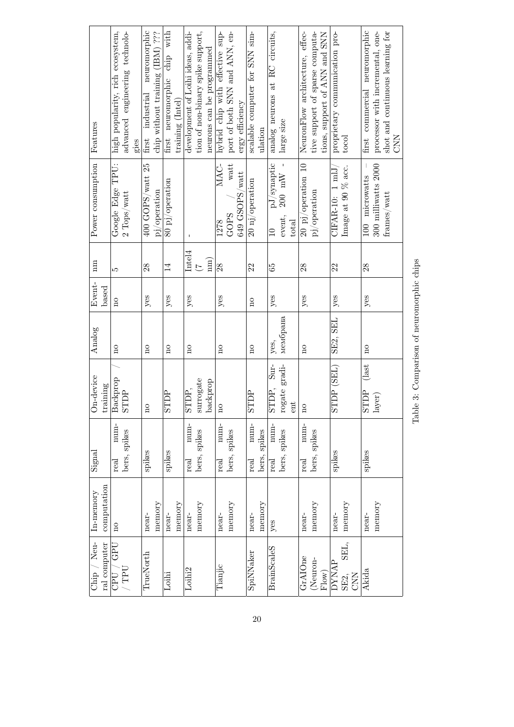| Chip / Neural computer | In-memory computation | Signal | On-device training | Analog | Event-based | nm | Power consumption | Features |
|---|---|---|---|---|---|---|---|---|
| CPU / GPU / TPU | no | real numbers, spikes | Backprop / STDP | no | no | 5 | Google Edge TPU: 2 Tops/watt | high popularity, rich ecosystem, advanced engineering technologies |
| TrueNorth | near-memory | spikes | no | no | yes | 28 | 400 GOPS/watt 25 pj/operation | first industrial neuromorphic chip without training (IBM) ??? |
| Loihi | near-memory | spikes | STDP | no | yes | 14 | 80 pj/operation | first neuromorphic chip with training (Intel) |
| Loihi2 | near-memory | real numbers, spikes | STDP, surrogate backprop | no | yes | Intel4 (7 nm) | - | development of Loihi ideas, addition of non-binary spike support, neurons can be programmed |
| Tianjic | near-memory | real numbers, spikes | no | no | yes | 28 | 1278 MAC-GOPS / watt 649 GSOPS/watt | hybrid chip with effective support of both SNN and ANN, energy efficiency |
| SpiNNaker | near-memory | real numbers, spikes | STDP | no | no | 22 | 20 nj/operation | scalable computer for SNN simulation |
| BrainScaleS | yes | real numbers, spikes | STDP, Surrogate gradient | yes, мембрана | yes | 65 | 10 pJ/synaptic event, 200 mW - total | analog neurons at RC circuits, large size |
| GrAIOne (NeuronFlow) | near-memory | real numbers, spikes | no | no | yes | 28 | 20 pj/operation 10 pj/operation | NeuronFlow architecture, effective support of sparse computations, support of ANN and SNN |
| DYNAP SE2, SEL, CNN | near-memory | spikes | STDP (SEL) | SE2, SEL | yes | 22 | CIFAR-10: 1 mlJ/ Image at 90 % acc. | proprietary communication protocol |
| Akida | near-memory | spikes | STDP (last layer) | no | yes | 28 | 100 microwatts – 300 milliwatts 2000 frames/watt | first commercial neuromorphic processor with incremental, one-shot and continuous learning for CNN |

Table 3: Comparison of neuromorphic chips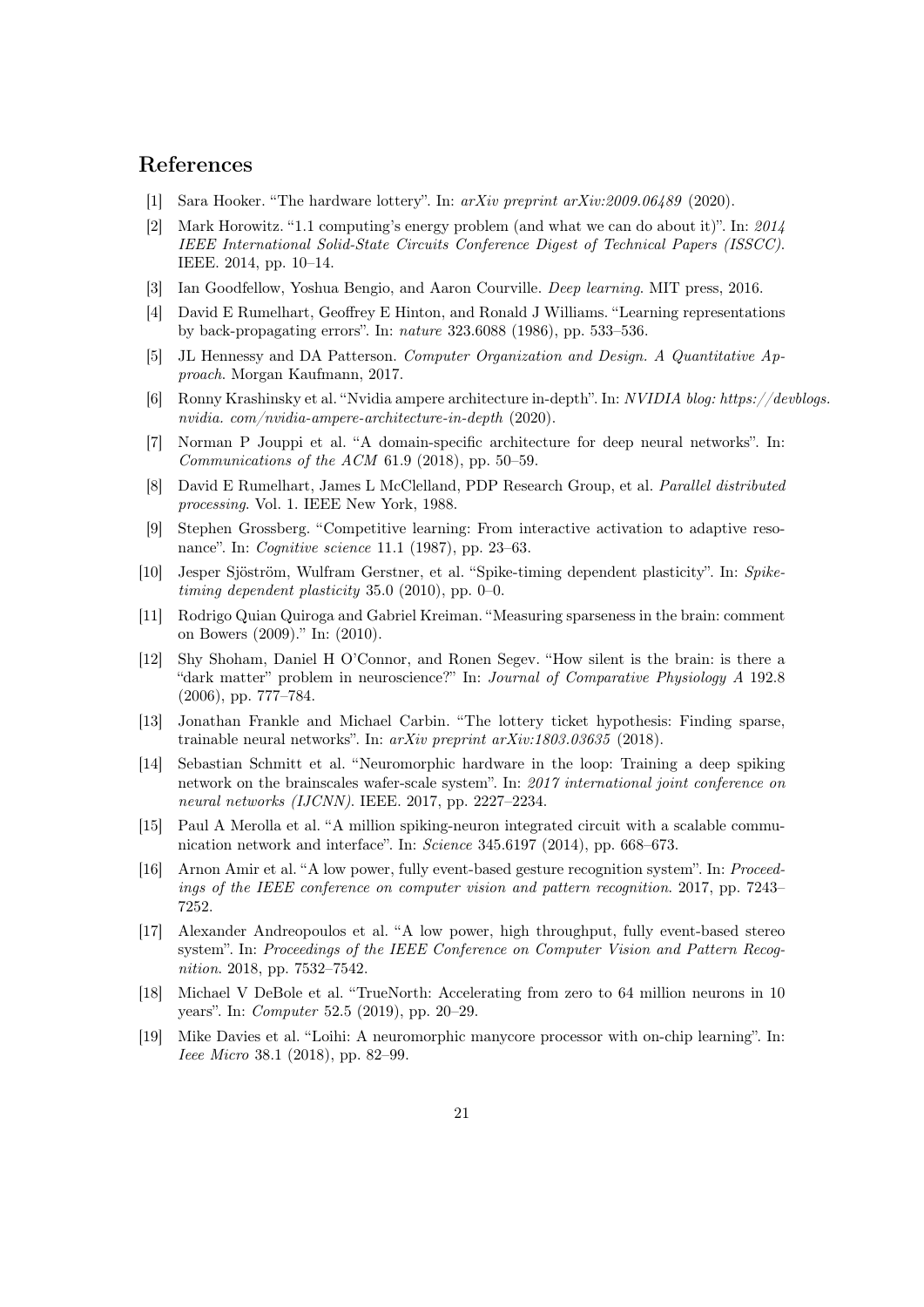## References

[1] Sara Hooker. "The hardware lottery". In: *arXiv preprint arXiv:2009.06489* (2020).

[2] Mark Horowitz. "1.1 computing's energy problem (and what we can do about it)". In: *2014 IEEE International Solid-State Circuits Conference Digest of Technical Papers (ISSCC)*. IEEE. 2014, pp. 10–14.

[3] Ian Goodfellow, Yoshua Bengio, and Aaron Courville. *Deep learning*. MIT press, 2016.

[4] David E Rumelhart, Geoffrey E Hinton, and Ronald J Williams. "Learning representations by back-propagating errors". In: *nature* 323.6088 (1986), pp. 533–536.

[5] JL Hennessy and DA Patterson. *Computer Organization and Design. A Quantitative Approach*. Morgan Kaufmann, 2017.

[6] Ronny Krashinsky et al. "Nvidia ampere architecture in-depth". In: *NVIDIA blog: https://devblogs.nvidia. com/nvidia-ampere-architecture-in-depth* (2020).

[7] Norman P Jouppi et al. "A domain-specific architecture for deep neural networks". In: *Communications of the ACM* 61.9 (2018), pp. 50–59.

[8] David E Rumelhart, James L McClelland, PDP Research Group, et al. *Parallel distributed processing*. Vol. 1. IEEE New York, 1988.

[9] Stephen Grossberg. "Competitive learning: From interactive activation to adaptive resonance". In: *Cognitive science* 11.1 (1987), pp. 23–63.

[10] Jesper Sjöström, Wulfram Gerstner, et al. "Spike-timing dependent plasticity". In: *Spike-timing dependent plasticity* 35.0 (2010), pp. 0–0.

[11] Rodrigo Quian Quiroga and Gabriel Kreiman. "Measuring sparseness in the brain: comment on Bowers (2009)." In: (2010).

[12] Shy Shoham, Daniel H O'Connor, and Ronen Segev. "How silent is the brain: is there a "dark matter" problem in neuroscience?" In: *Journal of Comparative Physiology A* 192.8 (2006), pp. 777–784.

[13] Jonathan Frankle and Michael Carbin. "The lottery ticket hypothesis: Finding sparse, trainable neural networks". In: *arXiv preprint arXiv:1803.03635* (2018).

[14] Sebastian Schmitt et al. "Neuromorphic hardware in the loop: Training a deep spiking network on the brainscales wafer-scale system". In: *2017 international joint conference on neural networks (IJCNN)*. IEEE. 2017, pp. 2227–2234.

[15] Paul A Merolla et al. "A million spiking-neuron integrated circuit with a scalable communication network and interface". In: *Science* 345.6197 (2014), pp. 668–673.

[16] Arnon Amir et al. "A low power, fully event-based gesture recognition system". In: *Proceedings of the IEEE conference on computer vision and pattern recognition*. 2017, pp. 7243–7252.

[17] Alexander Andreopoulos et al. "A low power, high throughput, fully event-based stereo system". In: *Proceedings of the IEEE Conference on Computer Vision and Pattern Recognition*. 2018, pp. 7532–7542.

[18] Michael V DeBole et al. "TrueNorth: Accelerating from zero to 64 million neurons in 10 years". In: *Computer* 52.5 (2019), pp. 20–29.

[19] Mike Davies et al. "Loihi: A neuromorphic manycore processor with on-chip learning". In: *Ieee Micro* 38.1 (2018), pp. 82–99.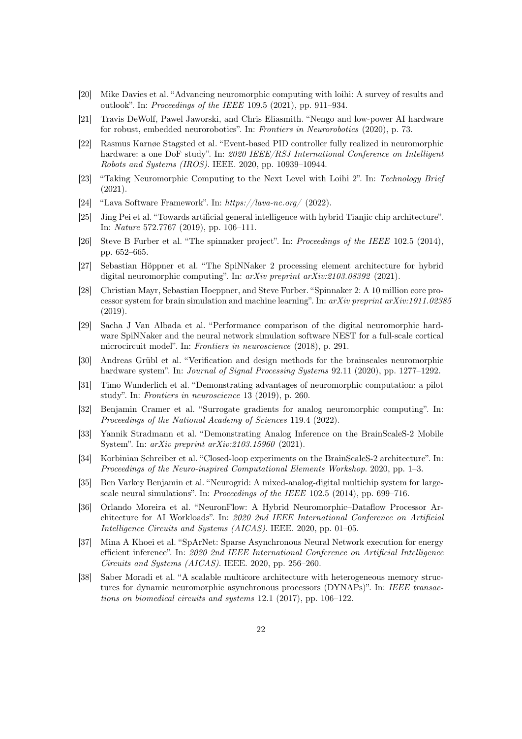[20] Mike Davies et al. "Advancing neuromorphic computing with loihi: A survey of results and outlook". In: *Proceedings of the IEEE* 109.5 (2021), pp. 911–934.

[21] Travis DeWolf, Pawel Jaworski, and Chris Eliasmith. "Nengo and low-power AI hardware for robust, embedded neurorobotics". In: *Frontiers in Neurorobotics* (2020), p. 73.

[22] Rasmus Karnøe Stagsted et al. "Event-based PID controller fully realized in neuromorphic hardware: a one DoF study". In: *2020 IEEE/RSJ International Conference on Intelligent Robots and Systems (IROS)*. IEEE. 2020, pp. 10939–10944.

[23] "Taking Neuromorphic Computing to the Next Level with Loihi 2". In: *Technology Brief* (2021).

[24] "Lava Software Framework". In: *https://lava-nc.org/* (2022).

[25] Jing Pei et al. "Towards artificial general intelligence with hybrid Tianjic chip architecture". In: *Nature* 572.7767 (2019), pp. 106–111.

[26] Steve B Furber et al. "The spinnaker project". In: *Proceedings of the IEEE* 102.5 (2014), pp. 652–665.

[27] Sebastian Höppner et al. "The SpiNNaker 2 processing element architecture for hybrid digital neuromorphic computing". In: *arXiv preprint arXiv:2103.08392* (2021).

[28] Christian Mayr, Sebastian Hoeppner, and Steve Furber. "Spinnaker 2: A 10 million core processor system for brain simulation and machine learning". In: *arXiv preprint arXiv:1911.02385* (2019).

[29] Sacha J Van Albada et al. "Performance comparison of the digital neuromorphic hardware SpiNNaker and the neural network simulation software NEST for a full-scale cortical microcircuit model". In: *Frontiers in neuroscience* (2018), p. 291.

[30] Andreas Grübl et al. "Verification and design methods for the brainscales neuromorphic hardware system". In: *Journal of Signal Processing Systems* 92.11 (2020), pp. 1277–1292.

[31] Timo Wunderlich et al. "Demonstrating advantages of neuromorphic computation: a pilot study". In: *Frontiers in neuroscience* 13 (2019), p. 260.

[32] Benjamin Cramer et al. "Surrogate gradients for analog neuromorphic computing". In: *Proceedings of the National Academy of Sciences* 119.4 (2022).

[33] Yannik Stradmann et al. "Demonstrating Analog Inference on the BrainScaleS-2 Mobile System". In: *arXiv preprint arXiv:2103.15960* (2021).

[34] Korbinian Schreiber et al. "Closed-loop experiments on the BrainScaleS-2 architecture". In: *Proceedings of the Neuro-inspired Computational Elements Workshop*. 2020, pp. 1–3.

[35] Ben Varkey Benjamin et al. "Neurogrid: A mixed-analog-digital multichip system for large-scale neural simulations". In: *Proceedings of the IEEE* 102.5 (2014), pp. 699–716.

[36] Orlando Moreira et al. "NeuronFlow: A Hybrid Neuromorphic–Dataflow Processor Architecture for AI Workloads". In: *2020 2nd IEEE International Conference on Artificial Intelligence Circuits and Systems (AICAS)*. IEEE. 2020, pp. 01–05.

[37] Mina A Khoei et al. "SpArNet: Sparse Asynchronous Neural Network execution for energy efficient inference". In: *2020 2nd IEEE International Conference on Artificial Intelligence Circuits and Systems (AICAS)*. IEEE. 2020, pp. 256–260.

[38] Saber Moradi et al. "A scalable multicore architecture with heterogeneous memory structures for dynamic neuromorphic asynchronous processors (DYNAPs)". In: *IEEE transactions on biomedical circuits and systems* 12.1 (2017), pp. 106–122.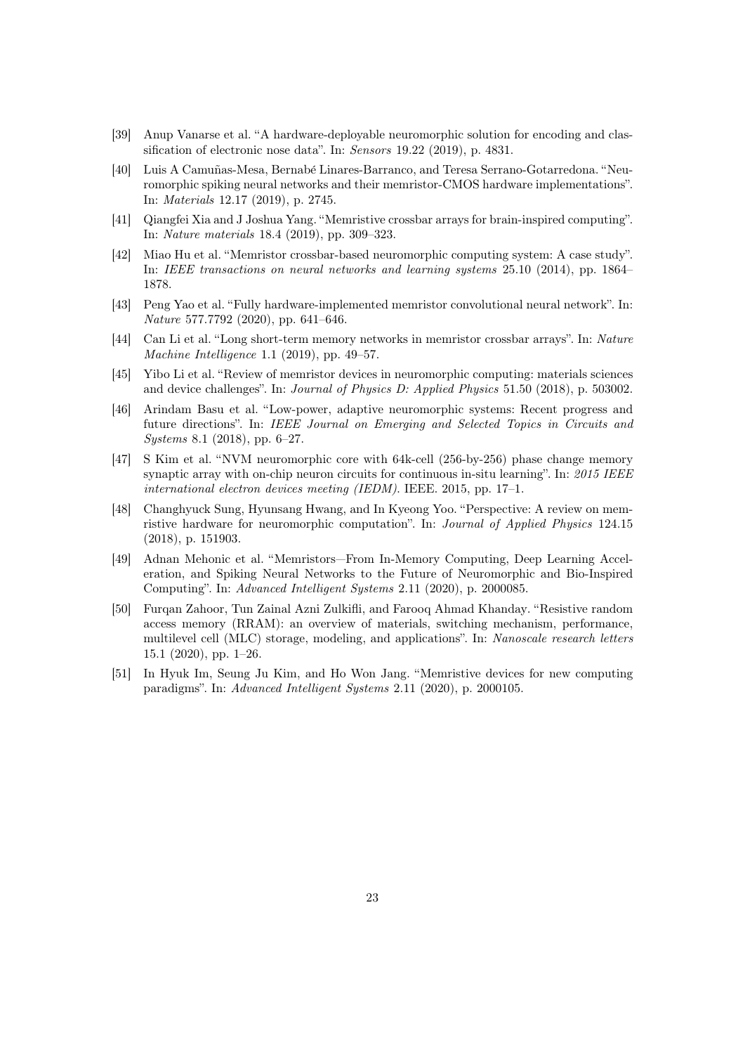[39] Anup Vanarse et al. "A hardware-deployable neuromorphic solution for encoding and classification of electronic nose data". In: *Sensors* 19.22 (2019), p. 4831.

[40] Luis A Camuñas-Mesa, Bernabé Linares-Barranco, and Teresa Serrano-Gotarredona. "Neuromorphic spiking neural networks and their memristor-CMOS hardware implementations". In: *Materials* 12.17 (2019), p. 2745.

[41] Qiangfei Xia and J Joshua Yang. "Memristive crossbar arrays for brain-inspired computing". In: *Nature materials* 18.4 (2019), pp. 309–323.

[42] Miao Hu et al. "Memristor crossbar-based neuromorphic computing system: A case study". In: *IEEE transactions on neural networks and learning systems* 25.10 (2014), pp. 1864–1878.

[43] Peng Yao et al. "Fully hardware-implemented memristor convolutional neural network". In: *Nature* 577.7792 (2020), pp. 641–646.

[44] Can Li et al. "Long short-term memory networks in memristor crossbar arrays". In: *Nature Machine Intelligence* 1.1 (2019), pp. 49–57.

[45] Yibo Li et al. "Review of memristor devices in neuromorphic computing: materials sciences and device challenges". In: *Journal of Physics D: Applied Physics* 51.50 (2018), p. 503002.

[46] Arindam Basu et al. "Low-power, adaptive neuromorphic systems: Recent progress and future directions". In: *IEEE Journal on Emerging and Selected Topics in Circuits and Systems* 8.1 (2018), pp. 6–27.

[47] S Kim et al. "NVM neuromorphic core with 64k-cell (256-by-256) phase change memory synaptic array with on-chip neuron circuits for continuous in-situ learning". In: *2015 IEEE international electron devices meeting (IEDM)*. IEEE. 2015, pp. 17–1.

[48] Changhyuck Sung, Hyunsang Hwang, and In Kyeong Yoo. "Perspective: A review on memristive hardware for neuromorphic computation". In: *Journal of Applied Physics* 124.15 (2018), p. 151903.

[49] Adnan Mehonic et al. "Memristors—From In-Memory Computing, Deep Learning Acceleration, and Spiking Neural Networks to the Future of Neuromorphic and Bio-Inspired Computing". In: *Advanced Intelligent Systems* 2.11 (2020), p. 2000085.

[50] Furqan Zahoor, Tun Zainal Azni Zulkifli, and Farooq Ahmad Khanday. "Resistive random access memory (RRAM): an overview of materials, switching mechanism, performance, multilevel cell (MLC) storage, modeling, and applications". In: *Nanoscale research letters* 15.1 (2020), pp. 1–26.

[51] In Hyuk Im, Seung Ju Kim, and Ho Won Jang. "Memristive devices for new computing paradigms". In: *Advanced Intelligent Systems* 2.11 (2020), p. 2000105.